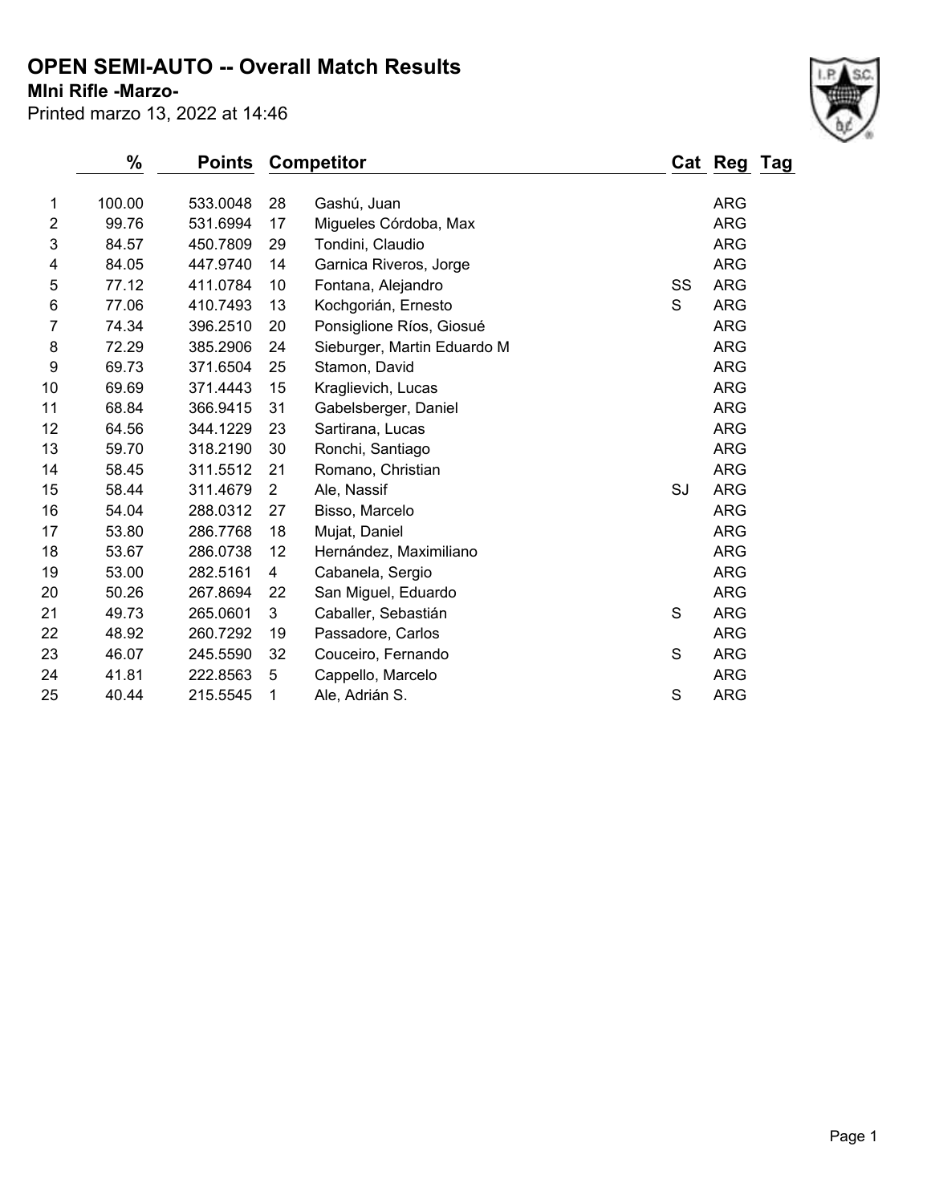# OPEN SEMI-AUTO -- Overall Match Results

**MIni Rifle -Marzo-**

Printed marzo 13, 2022 at 14:46

| | % | Points | Competitor | | Cat | Reg | Tag |
|---|---|---|---|---|---|---|---|
| 1 | 100.00 | 533.0048 | 28 | Gashú, Juan | | ARG | |
| 2 | 99.76 | 531.6994 | 17 | Migueles Córdoba, Max | | ARG | |
| 3 | 84.57 | 450.7809 | 29 | Tondini, Claudio | | ARG | |
| 4 | 84.05 | 447.9740 | 14 | Garnica Riveros, Jorge | | ARG | |
| 5 | 77.12 | 411.0784 | 10 | Fontana, Alejandro | SS | ARG | |
| 6 | 77.06 | 410.7493 | 13 | Kochgorián, Ernesto | S | ARG | |
| 7 | 74.34 | 396.2510 | 20 | Ponsiglione Ríos, Giosué | | ARG | |
| 8 | 72.29 | 385.2906 | 24 | Sieburger, Martin Eduardo M | | ARG | |
| 9 | 69.73 | 371.6504 | 25 | Stamon, David | | ARG | |
| 10 | 69.69 | 371.4443 | 15 | Kraglievich, Lucas | | ARG | |
| 11 | 68.84 | 366.9415 | 31 | Gabelsberger, Daniel | | ARG | |
| 12 | 64.56 | 344.1229 | 23 | Sartirana, Lucas | | ARG | |
| 13 | 59.70 | 318.2190 | 30 | Ronchi, Santiago | | ARG | |
| 14 | 58.45 | 311.5512 | 21 | Romano, Christian | | ARG | |
| 15 | 58.44 | 311.4679 | 2 | Ale, Nassif | SJ | ARG | |
| 16 | 54.04 | 288.0312 | 27 | Bisso, Marcelo | | ARG | |
| 17 | 53.80 | 286.7768 | 18 | Mujat, Daniel | | ARG | |
| 18 | 53.67 | 286.0738 | 12 | Hernández, Maximiliano | | ARG | |
| 19 | 53.00 | 282.5161 | 4 | Cabanela, Sergio | | ARG | |
| 20 | 50.26 | 267.8694 | 22 | San Miguel, Eduardo | | ARG | |
| 21 | 49.73 | 265.0601 | 3 | Caballer, Sebastián | S | ARG | |
| 22 | 48.92 | 260.7292 | 19 | Passadore, Carlos | | ARG | |
| 23 | 46.07 | 245.5590 | 32 | Couceiro, Fernando | S | ARG | |
| 24 | 41.81 | 222.8563 | 5 | Cappello, Marcelo | | ARG | |
| 25 | 40.44 | 215.5545 | 1 | Ale, Adrián S. | S | ARG | |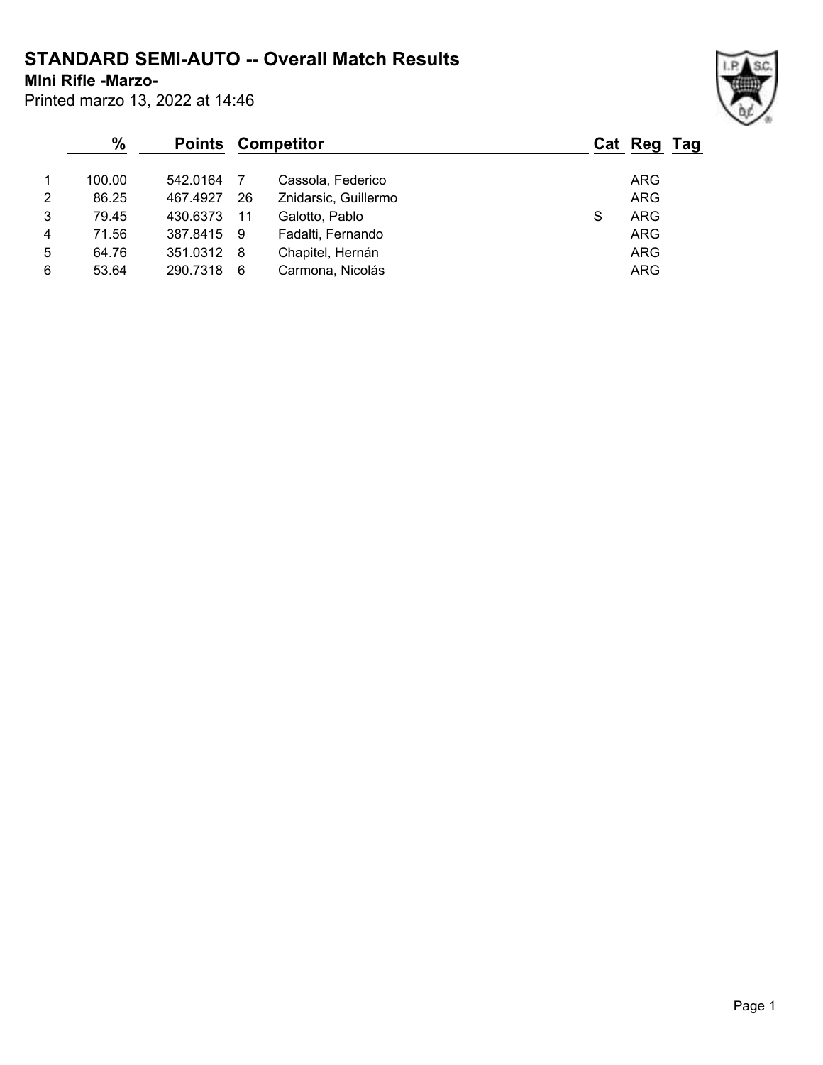# STANDARD SEMI-AUTO -- Overall Match Results

**MIni Rifle -Marzo-**

Printed marzo 13, 2022 at 14:46

| | % | Points | Competitor | | Cat | Reg | Tag |
|---|---|---|---|---|---|---|---|
| 1 | 100.00 | 542.0164 | 7 | Cassola, Federico | | ARG | |
| 2 | 86.25 | 467.4927 | 26 | Znidarsic, Guillermo | | ARG | |
| 3 | 79.45 | 430.6373 | 11 | Galotto, Pablo | S | ARG | |
| 4 | 71.56 | 387.8415 | 9 | Fadalti, Fernando | | ARG | |
| 5 | 64.76 | 351.0312 | 8 | Chapitel, Hernán | | ARG | |
| 6 | 53.64 | 290.7318 | 6 | Carmona, Nicolás | | ARG | |